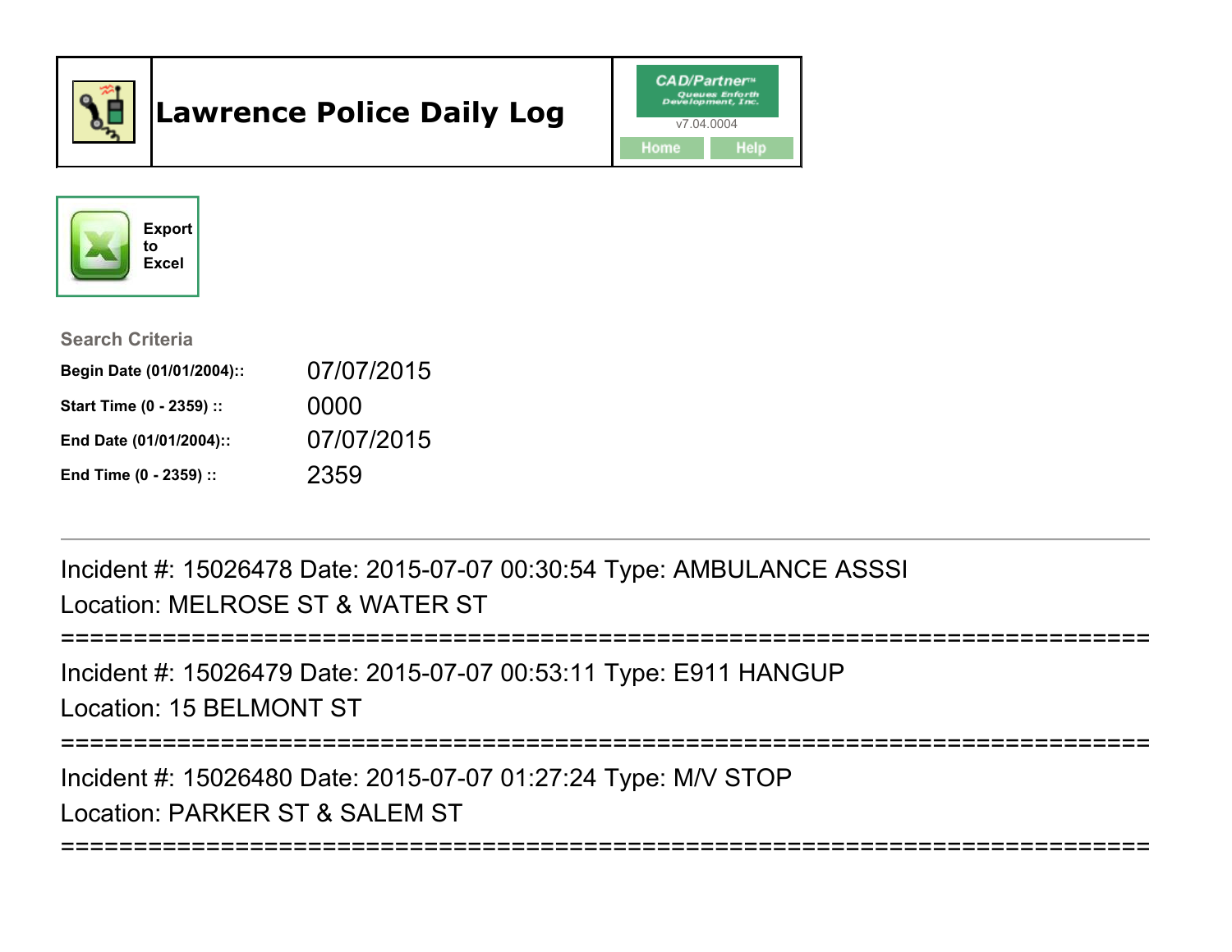# Lawrence Police Daily Log

CAD/Partner™ Queues Enforth Development, Inc.

v7.04.0004

Home Help

Export to Excel

### Search Criteria

**Begin Date (01/01/2004)::** 07/07/2015

**Start Time (0 - 2359) ::** 0000

**End Date (01/01/2004)::** 07/07/2015

**End Time (0 - 2359) ::** 2359

---

Incident #: 15026478 Date: 2015-07-07 00:30:54 Type: AMBULANCE ASSSI

Location: MELROSE ST & WATER ST

===========================================================================

Incident #: 15026479 Date: 2015-07-07 00:53:11 Type: E911 HANGUP

Location: 15 BELMONT ST

===========================================================================

Incident #: 15026480 Date: 2015-07-07 01:27:24 Type: M/V STOP

Location: PARKER ST & SALEM ST

===========================================================================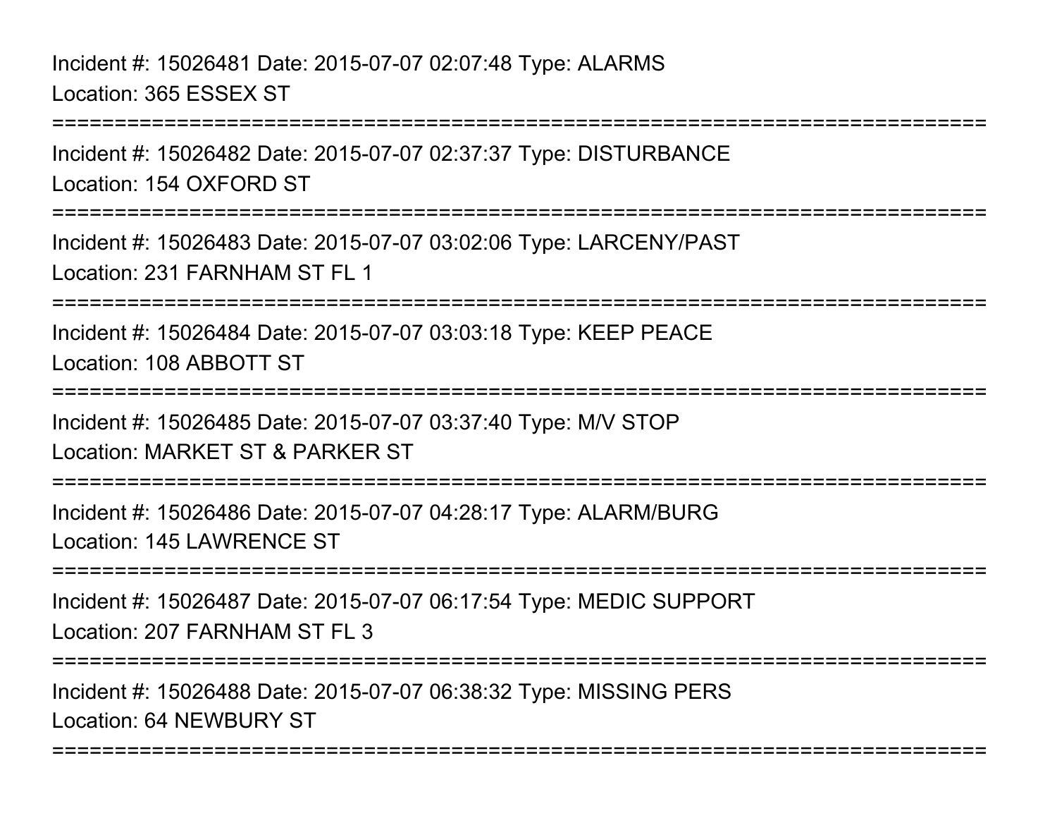Incident #: 15026481 Date: 2015-07-07 02:07:48 Type: ALARMS
Location: 365 ESSEX ST

===========================================================================

Incident #: 15026482 Date: 2015-07-07 02:37:37 Type: DISTURBANCE
Location: 154 OXFORD ST

===========================================================================

Incident #: 15026483 Date: 2015-07-07 03:02:06 Type: LARCENY/PAST
Location: 231 FARNHAM ST FL 1

===========================================================================

Incident #: 15026484 Date: 2015-07-07 03:03:18 Type: KEEP PEACE
Location: 108 ABBOTT ST

===========================================================================

Incident #: 15026485 Date: 2015-07-07 03:37:40 Type: M/V STOP
Location: MARKET ST & PARKER ST

===========================================================================

Incident #: 15026486 Date: 2015-07-07 04:28:17 Type: ALARM/BURG
Location: 145 LAWRENCE ST

===========================================================================

Incident #: 15026487 Date: 2015-07-07 06:17:54 Type: MEDIC SUPPORT
Location: 207 FARNHAM ST FL 3

===========================================================================

Incident #: 15026488 Date: 2015-07-07 06:38:32 Type: MISSING PERS
Location: 64 NEWBURY ST

===========================================================================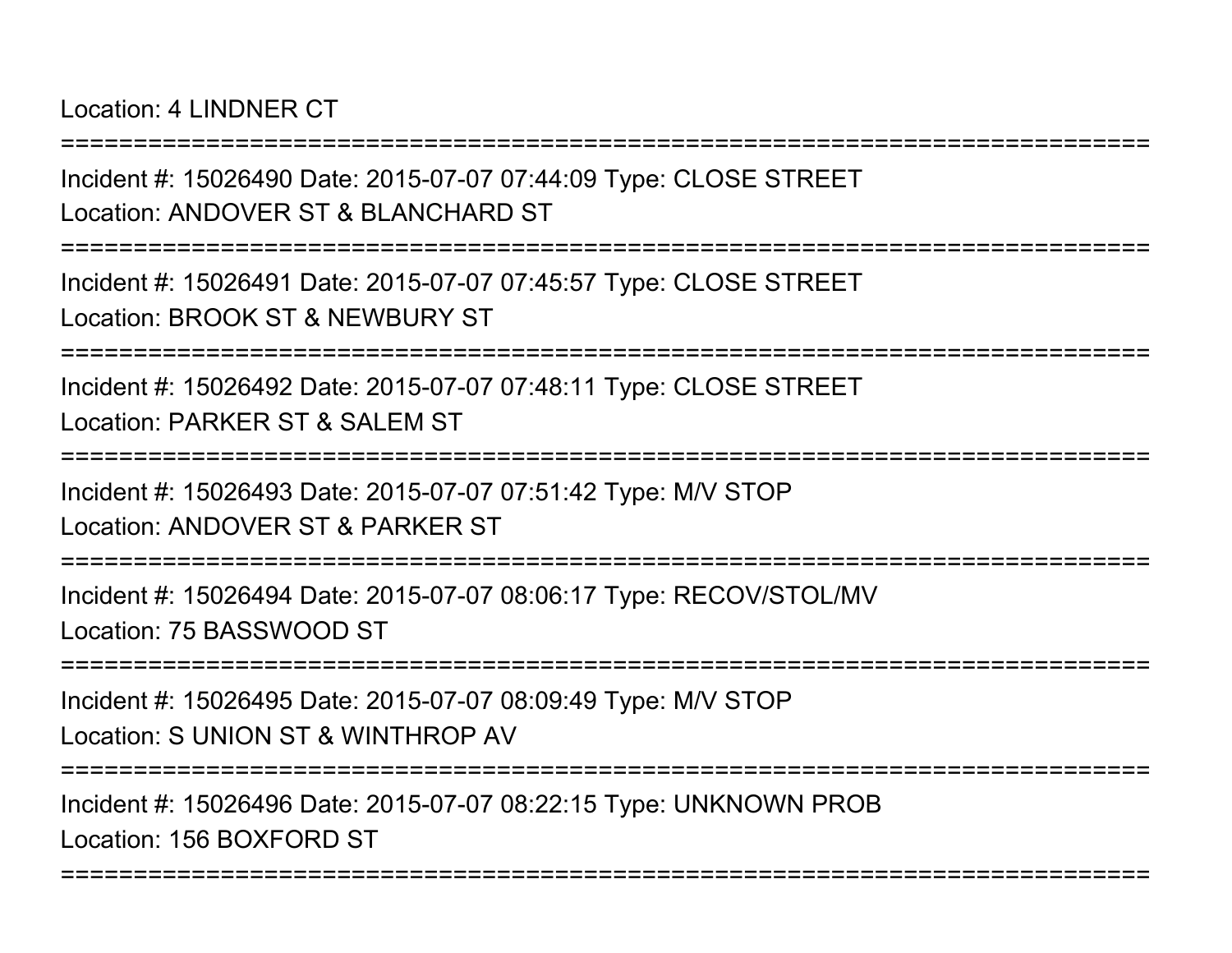Location: 4 LINDNER CT

===========================================================================

Incident #: 15026490 Date: 2015-07-07 07:44:09 Type: CLOSE STREET
Location: ANDOVER ST & BLANCHARD ST

===========================================================================

Incident #: 15026491 Date: 2015-07-07 07:45:57 Type: CLOSE STREET
Location: BROOK ST & NEWBURY ST

===========================================================================

Incident #: 15026492 Date: 2015-07-07 07:48:11 Type: CLOSE STREET
Location: PARKER ST & SALEM ST

===========================================================================

Incident #: 15026493 Date: 2015-07-07 07:51:42 Type: M/V STOP
Location: ANDOVER ST & PARKER ST

===========================================================================

Incident #: 15026494 Date: 2015-07-07 08:06:17 Type: RECOV/STOL/MV
Location: 75 BASSWOOD ST

===========================================================================

Incident #: 15026495 Date: 2015-07-07 08:09:49 Type: M/V STOP
Location: S UNION ST & WINTHROP AV

===========================================================================

Incident #: 15026496 Date: 2015-07-07 08:22:15 Type: UNKNOWN PROB
Location: 156 BOXFORD ST

===========================================================================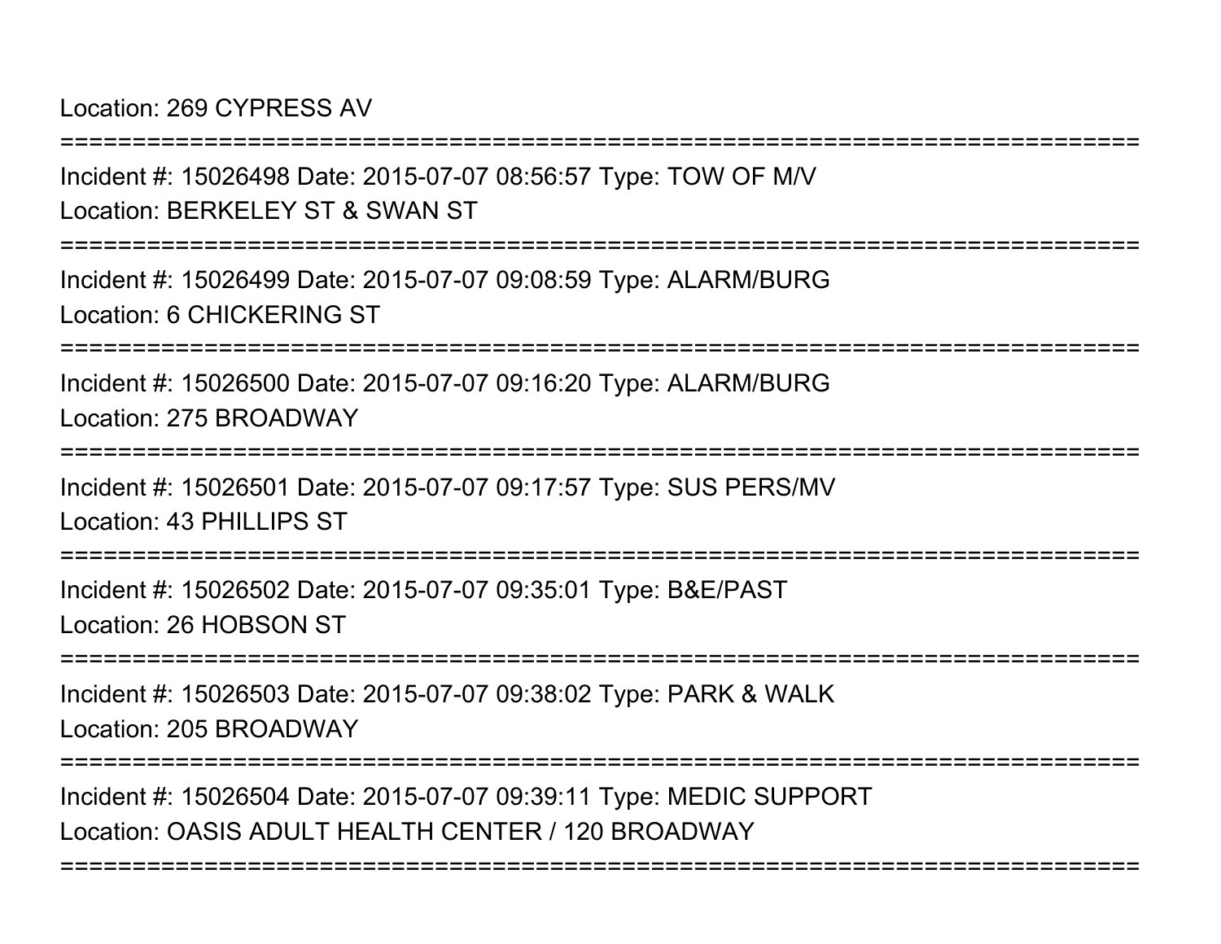Location: 269 CYPRESS AV

===========================================================================

Incident #: 15026498 Date: 2015-07-07 08:56:57 Type: TOW OF M/V

Location: BERKELEY ST & SWAN ST

===========================================================================

Incident #: 15026499 Date: 2015-07-07 09:08:59 Type: ALARM/BURG

Location: 6 CHICKERING ST

===========================================================================

Incident #: 15026500 Date: 2015-07-07 09:16:20 Type: ALARM/BURG

Location: 275 BROADWAY

===========================================================================

Incident #: 15026501 Date: 2015-07-07 09:17:57 Type: SUS PERS/MV

Location: 43 PHILLIPS ST

===========================================================================

Incident #: 15026502 Date: 2015-07-07 09:35:01 Type: B&E/PAST

Location: 26 HOBSON ST

===========================================================================

Incident #: 15026503 Date: 2015-07-07 09:38:02 Type: PARK & WALK

Location: 205 BROADWAY

===========================================================================

Incident #: 15026504 Date: 2015-07-07 09:39:11 Type: MEDIC SUPPORT

Location: OASIS ADULT HEALTH CENTER / 120 BROADWAY

===========================================================================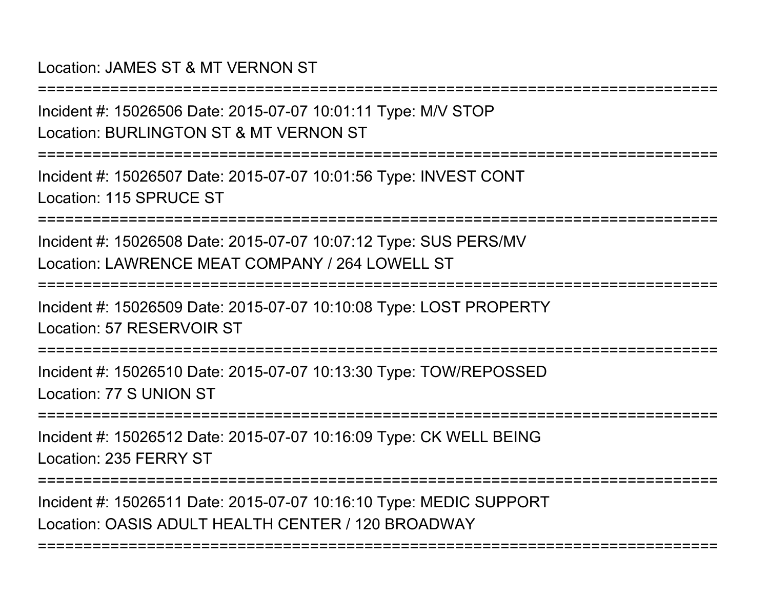Location: JAMES ST & MT VERNON ST

===========================================================================

Incident #: 15026506 Date: 2015-07-07 10:01:11 Type: M/V STOP

Location: BURLINGTON ST & MT VERNON ST

===========================================================================

Incident #: 15026507 Date: 2015-07-07 10:01:56 Type: INVEST CONT

Location: 115 SPRUCE ST

===========================================================================

Incident #: 15026508 Date: 2015-07-07 10:07:12 Type: SUS PERS/MV

Location: LAWRENCE MEAT COMPANY / 264 LOWELL ST

===========================================================================

Incident #: 15026509 Date: 2015-07-07 10:10:08 Type: LOST PROPERTY

Location: 57 RESERVOIR ST

===========================================================================

Incident #: 15026510 Date: 2015-07-07 10:13:30 Type: TOW/REPOSSED

Location: 77 S UNION ST

===========================================================================

Incident #: 15026512 Date: 2015-07-07 10:16:09 Type: CK WELL BEING

Location: 235 FERRY ST

===========================================================================

Incident #: 15026511 Date: 2015-07-07 10:16:10 Type: MEDIC SUPPORT

Location: OASIS ADULT HEALTH CENTER / 120 BROADWAY

===========================================================================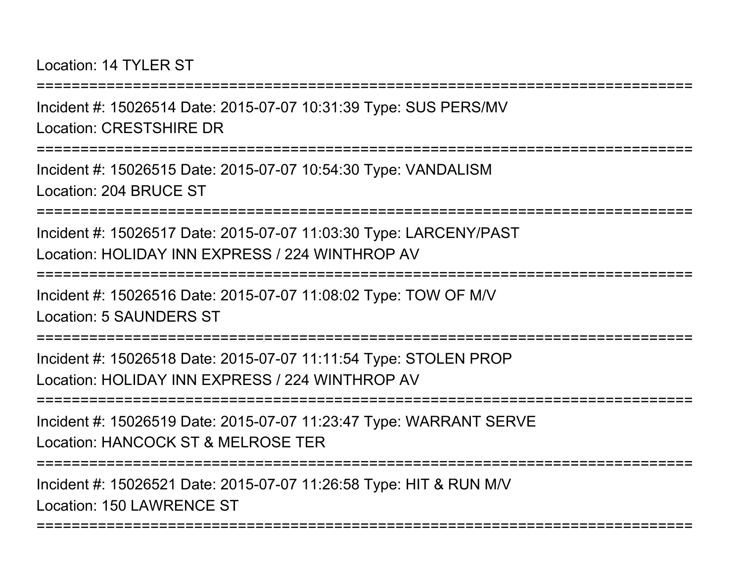Location: 14 TYLER ST

===========================================================================

Incident #: 15026514 Date: 2015-07-07 10:31:39 Type: SUS PERS/MV
Location: CRESTSHIRE DR

===========================================================================

Incident #: 15026515 Date: 2015-07-07 10:54:30 Type: VANDALISM
Location: 204 BRUCE ST

===========================================================================

Incident #: 15026517 Date: 2015-07-07 11:03:30 Type: LARCENY/PAST
Location: HOLIDAY INN EXPRESS / 224 WINTHROP AV

===========================================================================

Incident #: 15026516 Date: 2015-07-07 11:08:02 Type: TOW OF M/V
Location: 5 SAUNDERS ST

===========================================================================

Incident #: 15026518 Date: 2015-07-07 11:11:54 Type: STOLEN PROP
Location: HOLIDAY INN EXPRESS / 224 WINTHROP AV

===========================================================================

Incident #: 15026519 Date: 2015-07-07 11:23:47 Type: WARRANT SERVE
Location: HANCOCK ST & MELROSE TER

===========================================================================

Incident #: 15026521 Date: 2015-07-07 11:26:58 Type: HIT & RUN M/V
Location: 150 LAWRENCE ST

===========================================================================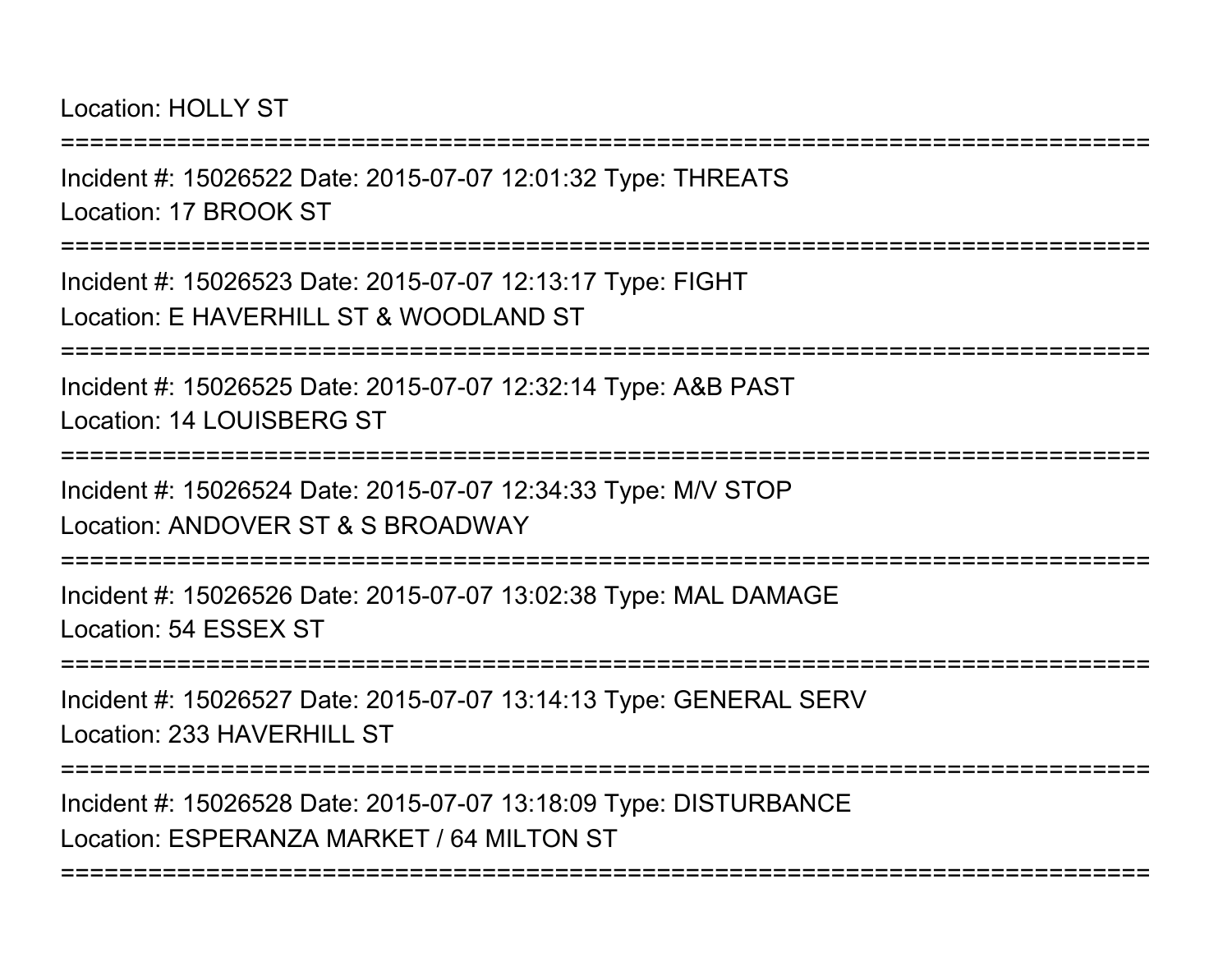Location: HOLLY ST

===========================================================================

Incident #: 15026522 Date: 2015-07-07 12:01:32 Type: THREATS

Location: 17 BROOK ST

===========================================================================

Incident #: 15026523 Date: 2015-07-07 12:13:17 Type: FIGHT

Location: E HAVERHILL ST & WOODLAND ST

===========================================================================

Incident #: 15026525 Date: 2015-07-07 12:32:14 Type: A&B PAST

Location: 14 LOUISBERG ST

===========================================================================

Incident #: 15026524 Date: 2015-07-07 12:34:33 Type: M/V STOP

Location: ANDOVER ST & S BROADWAY

===========================================================================

Incident #: 15026526 Date: 2015-07-07 13:02:38 Type: MAL DAMAGE

Location: 54 ESSEX ST

===========================================================================

Incident #: 15026527 Date: 2015-07-07 13:14:13 Type: GENERAL SERV

Location: 233 HAVERHILL ST

===========================================================================

Incident #: 15026528 Date: 2015-07-07 13:18:09 Type: DISTURBANCE

Location: ESPERANZA MARKET / 64 MILTON ST

===========================================================================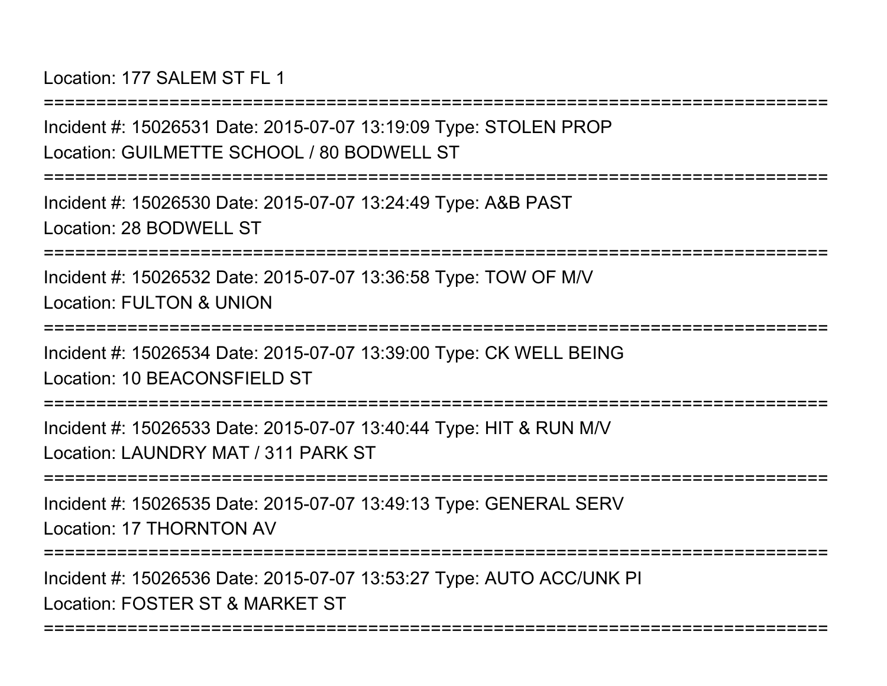Location: 177 SALEM ST FL 1

===========================================================================

Incident #: 15026531 Date: 2015-07-07 13:19:09 Type: STOLEN PROP
Location: GUILMETTE SCHOOL / 80 BODWELL ST

===========================================================================

Incident #: 15026530 Date: 2015-07-07 13:24:49 Type: A&B PAST
Location: 28 BODWELL ST

===========================================================================

Incident #: 15026532 Date: 2015-07-07 13:36:58 Type: TOW OF M/V
Location: FULTON & UNION

===========================================================================

Incident #: 15026534 Date: 2015-07-07 13:39:00 Type: CK WELL BEING
Location: 10 BEACONSFIELD ST

===========================================================================

Incident #: 15026533 Date: 2015-07-07 13:40:44 Type: HIT & RUN M/V
Location: LAUNDRY MAT / 311 PARK ST

===========================================================================

Incident #: 15026535 Date: 2015-07-07 13:49:13 Type: GENERAL SERV
Location: 17 THORNTON AV

===========================================================================

Incident #: 15026536 Date: 2015-07-07 13:53:27 Type: AUTO ACC/UNK PI
Location: FOSTER ST & MARKET ST

===========================================================================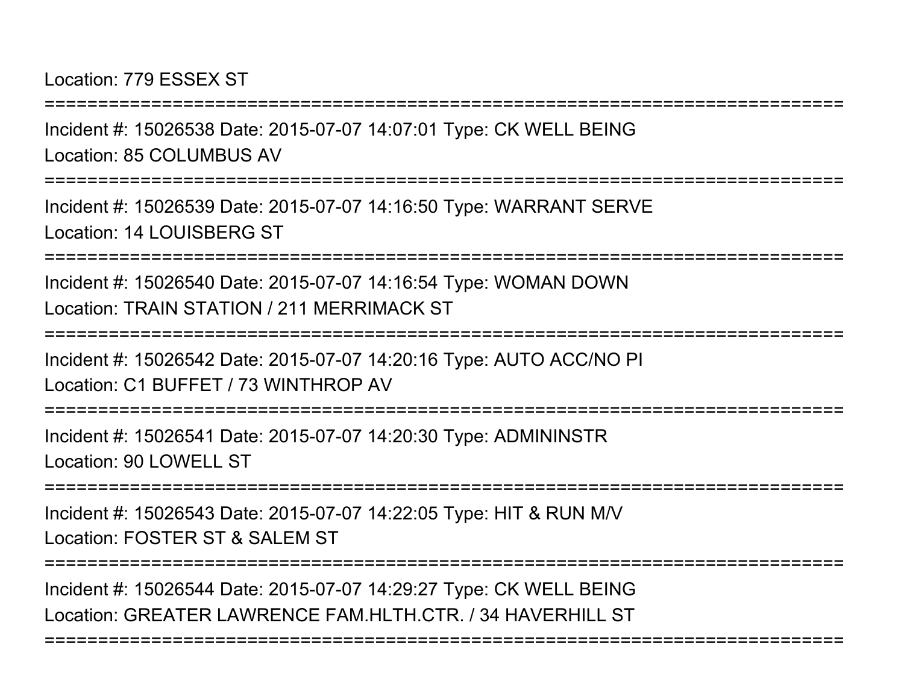Location: 779 ESSEX ST

===========================================================================

Incident #: 15026538 Date: 2015-07-07 14:07:01 Type: CK WELL BEING

Location: 85 COLUMBUS AV

===========================================================================

Incident #: 15026539 Date: 2015-07-07 14:16:50 Type: WARRANT SERVE

Location: 14 LOUISBERG ST

===========================================================================

Incident #: 15026540 Date: 2015-07-07 14:16:54 Type: WOMAN DOWN

Location: TRAIN STATION / 211 MERRIMACK ST

===========================================================================

Incident #: 15026542 Date: 2015-07-07 14:20:16 Type: AUTO ACC/NO PI

Location: C1 BUFFET / 73 WINTHROP AV

===========================================================================

Incident #: 15026541 Date: 2015-07-07 14:20:30 Type: ADMININSTR

Location: 90 LOWELL ST

===========================================================================

Incident #: 15026543 Date: 2015-07-07 14:22:05 Type: HIT & RUN M/V

Location: FOSTER ST & SALEM ST

===========================================================================

Incident #: 15026544 Date: 2015-07-07 14:29:27 Type: CK WELL BEING

Location: GREATER LAWRENCE FAM.HLTH.CTR. / 34 HAVERHILL ST

===========================================================================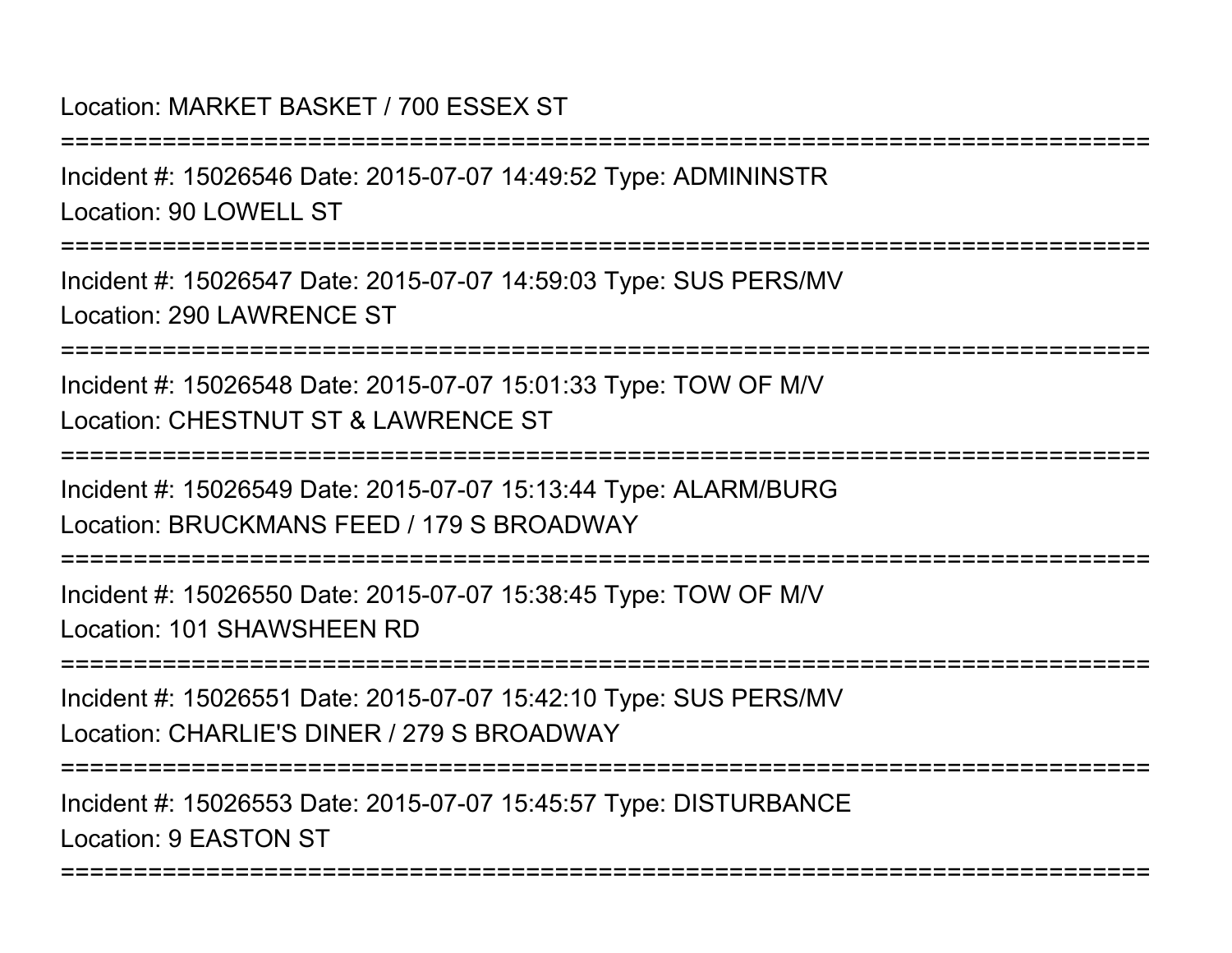Location: MARKET BASKET / 700 ESSEX ST

===========================================================================

Incident #: 15026546 Date: 2015-07-07 14:49:52 Type: ADMININSTR

Location: 90 LOWELL ST

===========================================================================

Incident #: 15026547 Date: 2015-07-07 14:59:03 Type: SUS PERS/MV

Location: 290 LAWRENCE ST

===========================================================================

Incident #: 15026548 Date: 2015-07-07 15:01:33 Type: TOW OF M/V

Location: CHESTNUT ST & LAWRENCE ST

===========================================================================

Incident #: 15026549 Date: 2015-07-07 15:13:44 Type: ALARM/BURG

Location: BRUCKMANS FEED / 179 S BROADWAY

===========================================================================

Incident #: 15026550 Date: 2015-07-07 15:38:45 Type: TOW OF M/V

Location: 101 SHAWSHEEN RD

===========================================================================

Incident #: 15026551 Date: 2015-07-07 15:42:10 Type: SUS PERS/MV

Location: CHARLIE'S DINER / 279 S BROADWAY

===========================================================================

Incident #: 15026553 Date: 2015-07-07 15:45:57 Type: DISTURBANCE

Location: 9 EASTON ST

===========================================================================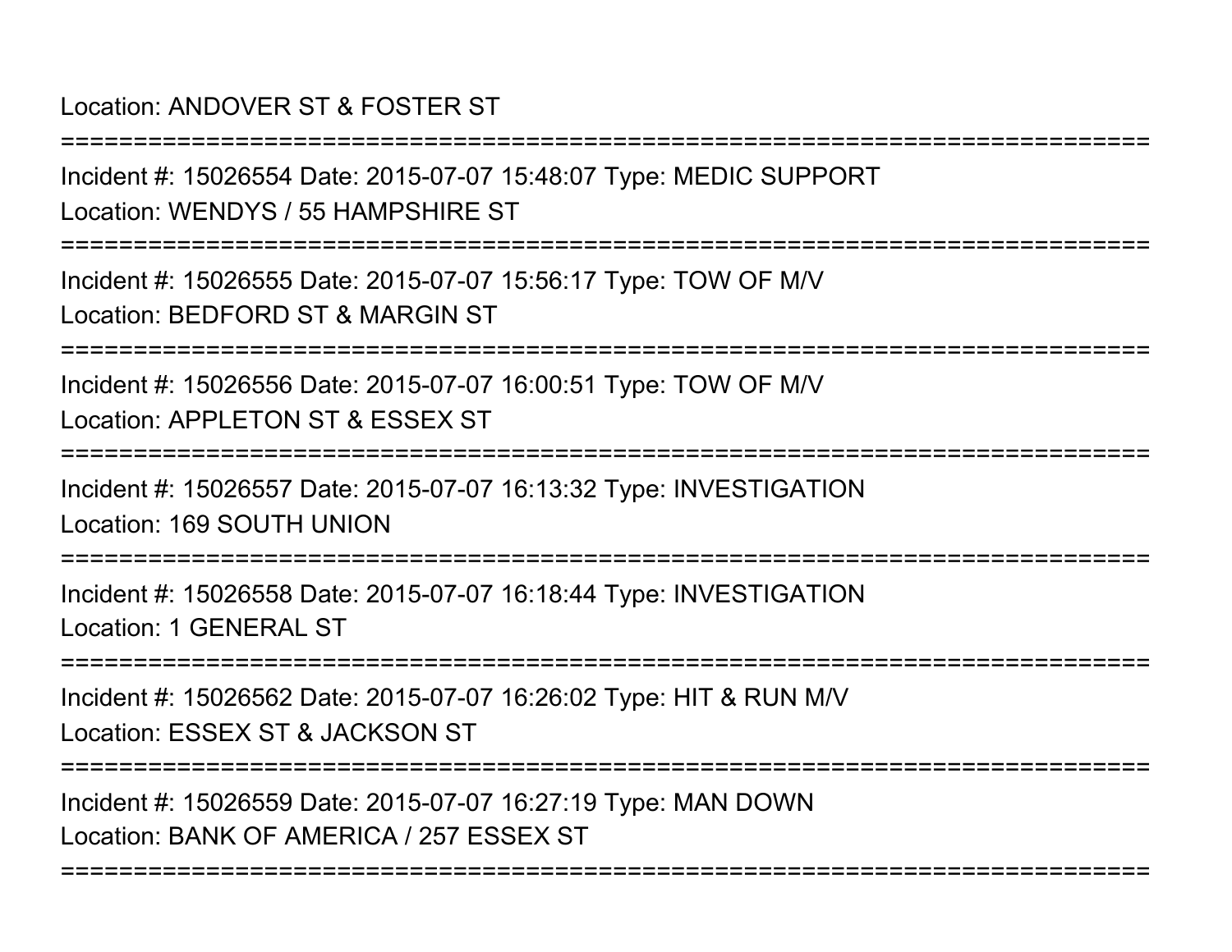Location: ANDOVER ST & FOSTER ST

===========================================================================

Incident #: 15026554 Date: 2015-07-07 15:48:07 Type: MEDIC SUPPORT

Location: WENDYS / 55 HAMPSHIRE ST

===========================================================================

Incident #: 15026555 Date: 2015-07-07 15:56:17 Type: TOW OF M/V

Location: BEDFORD ST & MARGIN ST

===========================================================================

Incident #: 15026556 Date: 2015-07-07 16:00:51 Type: TOW OF M/V

Location: APPLETON ST & ESSEX ST

===========================================================================

Incident #: 15026557 Date: 2015-07-07 16:13:32 Type: INVESTIGATION

Location: 169 SOUTH UNION

===========================================================================

Incident #: 15026558 Date: 2015-07-07 16:18:44 Type: INVESTIGATION

Location: 1 GENERAL ST

===========================================================================

Incident #: 15026562 Date: 2015-07-07 16:26:02 Type: HIT & RUN M/V

Location: ESSEX ST & JACKSON ST

===========================================================================

Incident #: 15026559 Date: 2015-07-07 16:27:19 Type: MAN DOWN

Location: BANK OF AMERICA / 257 ESSEX ST

===========================================================================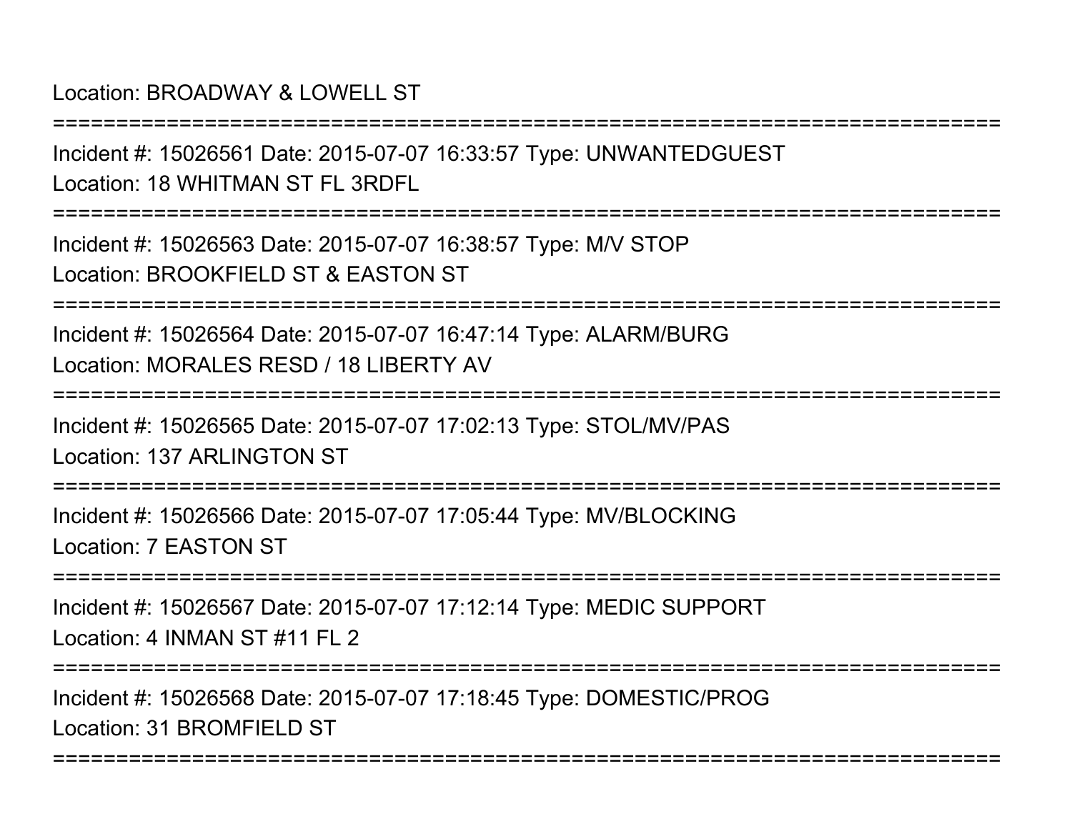Location: BROADWAY & LOWELL ST

===========================================================================

Incident #: 15026561 Date: 2015-07-07 16:33:57 Type: UNWANTEDGUEST

Location: 18 WHITMAN ST FL 3RDFL

===========================================================================

Incident #: 15026563 Date: 2015-07-07 16:38:57 Type: M/V STOP

Location: BROOKFIELD ST & EASTON ST

===========================================================================

Incident #: 15026564 Date: 2015-07-07 16:47:14 Type: ALARM/BURG

Location: MORALES RESD / 18 LIBERTY AV

===========================================================================

Incident #: 15026565 Date: 2015-07-07 17:02:13 Type: STOL/MV/PAS

Location: 137 ARLINGTON ST

===========================================================================

Incident #: 15026566 Date: 2015-07-07 17:05:44 Type: MV/BLOCKING

Location: 7 EASTON ST

===========================================================================

Incident #: 15026567 Date: 2015-07-07 17:12:14 Type: MEDIC SUPPORT

Location: 4 INMAN ST #11 FL 2

===========================================================================

Incident #: 15026568 Date: 2015-07-07 17:18:45 Type: DOMESTIC/PROG

Location: 31 BROMFIELD ST

===========================================================================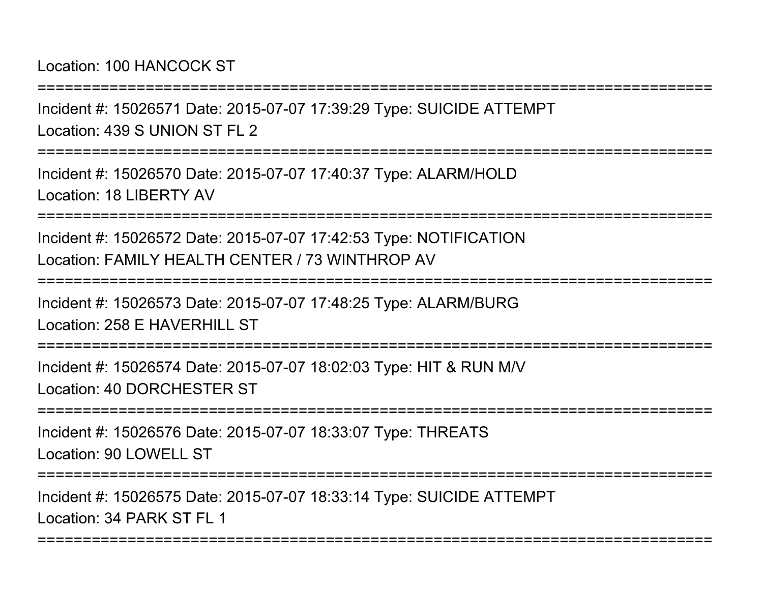Location: 100 HANCOCK ST

===========================================================================

Incident #: 15026571 Date: 2015-07-07 17:39:29 Type: SUICIDE ATTEMPT

Location: 439 S UNION ST FL 2

===========================================================================

Incident #: 15026570 Date: 2015-07-07 17:40:37 Type: ALARM/HOLD

Location: 18 LIBERTY AV

===========================================================================

Incident #: 15026572 Date: 2015-07-07 17:42:53 Type: NOTIFICATION

Location: FAMILY HEALTH CENTER / 73 WINTHROP AV

===========================================================================

Incident #: 15026573 Date: 2015-07-07 17:48:25 Type: ALARM/BURG

Location: 258 E HAVERHILL ST

===========================================================================

Incident #: 15026574 Date: 2015-07-07 18:02:03 Type: HIT & RUN M/V

Location: 40 DORCHESTER ST

===========================================================================

Incident #: 15026576 Date: 2015-07-07 18:33:07 Type: THREATS

Location: 90 LOWELL ST

===========================================================================

Incident #: 15026575 Date: 2015-07-07 18:33:14 Type: SUICIDE ATTEMPT

Location: 34 PARK ST FL 1

===========================================================================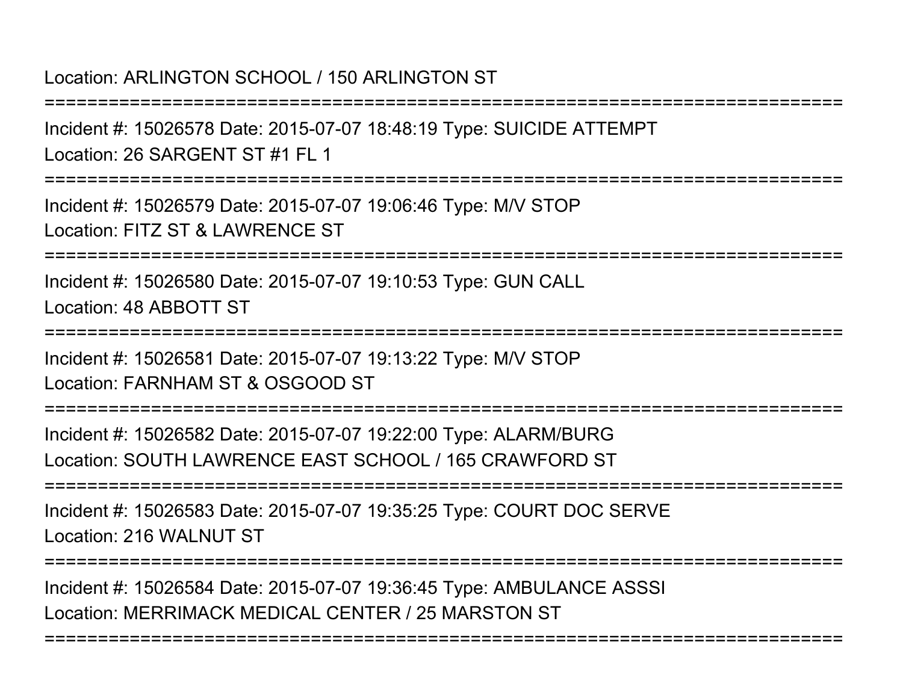Location: ARLINGTON SCHOOL / 150 ARLINGTON ST

===========================================================================

Incident #: 15026578 Date: 2015-07-07 18:48:19 Type: SUICIDE ATTEMPT

Location: 26 SARGENT ST #1 FL 1

===========================================================================

Incident #: 15026579 Date: 2015-07-07 19:06:46 Type: M/V STOP

Location: FITZ ST & LAWRENCE ST

===========================================================================

Incident #: 15026580 Date: 2015-07-07 19:10:53 Type: GUN CALL

Location: 48 ABBOTT ST

===========================================================================

Incident #: 15026581 Date: 2015-07-07 19:13:22 Type: M/V STOP

Location: FARNHAM ST & OSGOOD ST

===========================================================================

Incident #: 15026582 Date: 2015-07-07 19:22:00 Type: ALARM/BURG

Location: SOUTH LAWRENCE EAST SCHOOL / 165 CRAWFORD ST

===========================================================================

Incident #: 15026583 Date: 2015-07-07 19:35:25 Type: COURT DOC SERVE

Location: 216 WALNUT ST

===========================================================================

Incident #: 15026584 Date: 2015-07-07 19:36:45 Type: AMBULANCE ASSSI

Location: MERRIMACK MEDICAL CENTER / 25 MARSTON ST

===========================================================================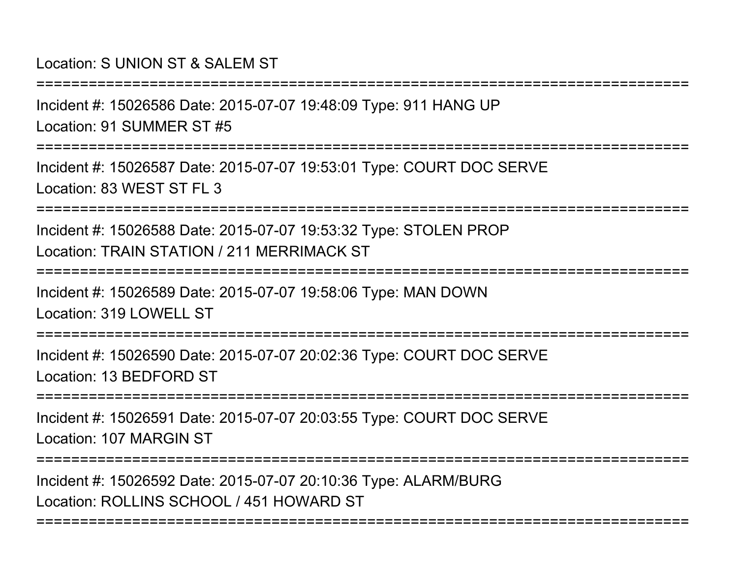Location: S UNION ST & SALEM ST

===========================================================================

Incident #: 15026586 Date: 2015-07-07 19:48:09 Type: 911 HANG UP
Location: 91 SUMMER ST #5

===========================================================================

Incident #: 15026587 Date: 2015-07-07 19:53:01 Type: COURT DOC SERVE
Location: 83 WEST ST FL 3

===========================================================================

Incident #: 15026588 Date: 2015-07-07 19:53:32 Type: STOLEN PROP
Location: TRAIN STATION / 211 MERRIMACK ST

===========================================================================

Incident #: 15026589 Date: 2015-07-07 19:58:06 Type: MAN DOWN
Location: 319 LOWELL ST

===========================================================================

Incident #: 15026590 Date: 2015-07-07 20:02:36 Type: COURT DOC SERVE
Location: 13 BEDFORD ST

===========================================================================

Incident #: 15026591 Date: 2015-07-07 20:03:55 Type: COURT DOC SERVE
Location: 107 MARGIN ST

===========================================================================

Incident #: 15026592 Date: 2015-07-07 20:10:36 Type: ALARM/BURG
Location: ROLLINS SCHOOL / 451 HOWARD ST

===========================================================================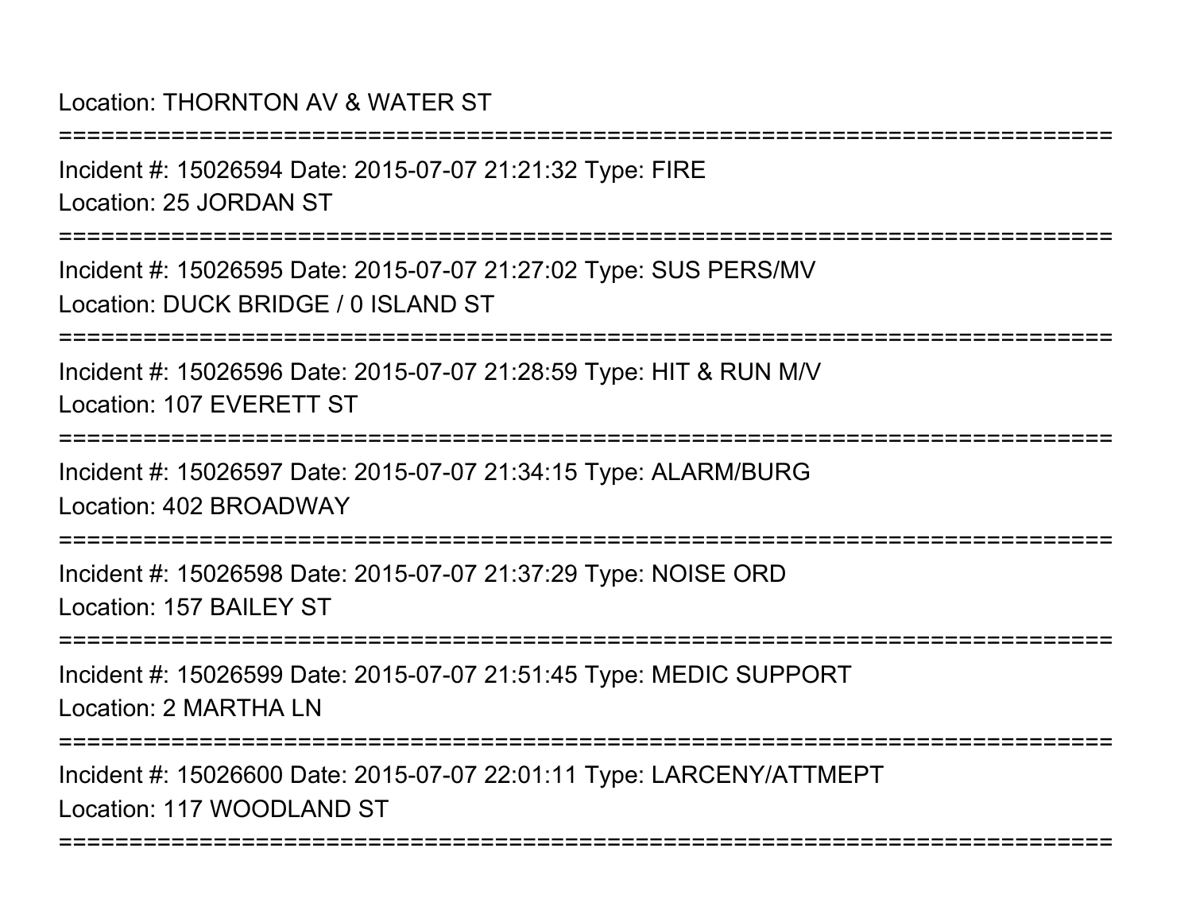Location: THORNTON AV & WATER ST

===========================================================================

Incident #: 15026594 Date: 2015-07-07 21:21:32 Type: FIRE
Location: 25 JORDAN ST

===========================================================================

Incident #: 15026595 Date: 2015-07-07 21:27:02 Type: SUS PERS/MV
Location: DUCK BRIDGE / 0 ISLAND ST

===========================================================================

Incident #: 15026596 Date: 2015-07-07 21:28:59 Type: HIT & RUN M/V
Location: 107 EVERETT ST

===========================================================================

Incident #: 15026597 Date: 2015-07-07 21:34:15 Type: ALARM/BURG
Location: 402 BROADWAY

===========================================================================

Incident #: 15026598 Date: 2015-07-07 21:37:29 Type: NOISE ORD
Location: 157 BAILEY ST

===========================================================================

Incident #: 15026599 Date: 2015-07-07 21:51:45 Type: MEDIC SUPPORT
Location: 2 MARTHA LN

===========================================================================

Incident #: 15026600 Date: 2015-07-07 22:01:11 Type: LARCENY/ATTMEPT
Location: 117 WOODLAND ST

===========================================================================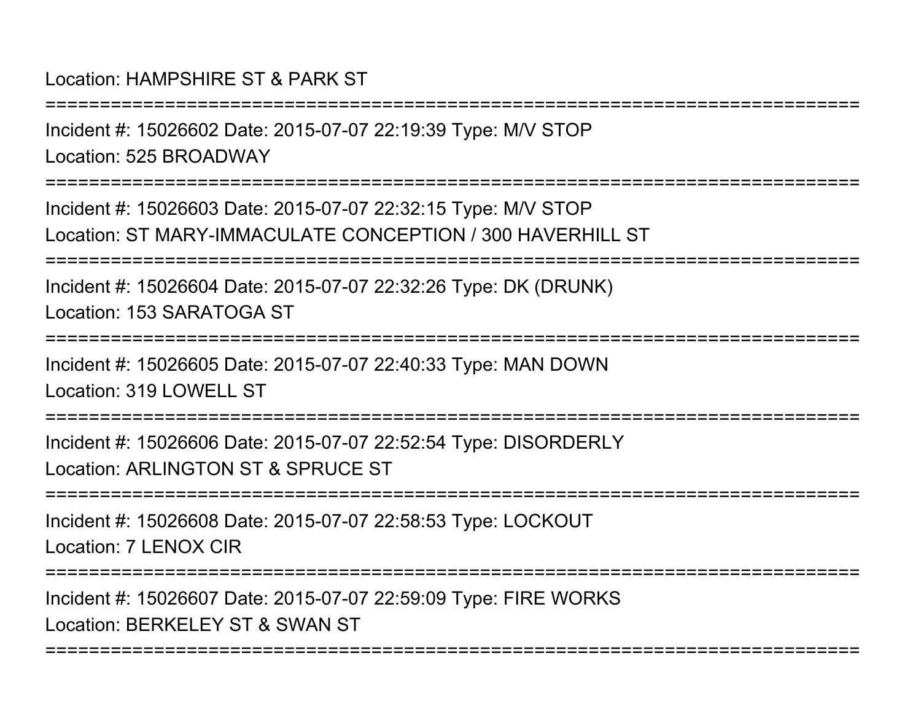Location: HAMPSHIRE ST & PARK ST

===========================================================================

Incident #: 15026602 Date: 2015-07-07 22:19:39 Type: M/V STOP

Location: 525 BROADWAY

===========================================================================

Incident #: 15026603 Date: 2015-07-07 22:32:15 Type: M/V STOP

Location: ST MARY-IMMACULATE CONCEPTION / 300 HAVERHILL ST

===========================================================================

Incident #: 15026604 Date: 2015-07-07 22:32:26 Type: DK (DRUNK)

Location: 153 SARATOGA ST

===========================================================================

Incident #: 15026605 Date: 2015-07-07 22:40:33 Type: MAN DOWN

Location: 319 LOWELL ST

===========================================================================

Incident #: 15026606 Date: 2015-07-07 22:52:54 Type: DISORDERLY

Location: ARLINGTON ST & SPRUCE ST

===========================================================================

Incident #: 15026608 Date: 2015-07-07 22:58:53 Type: LOCKOUT

Location: 7 LENOX CIR

===========================================================================

Incident #: 15026607 Date: 2015-07-07 22:59:09 Type: FIRE WORKS

Location: BERKELEY ST & SWAN ST

===========================================================================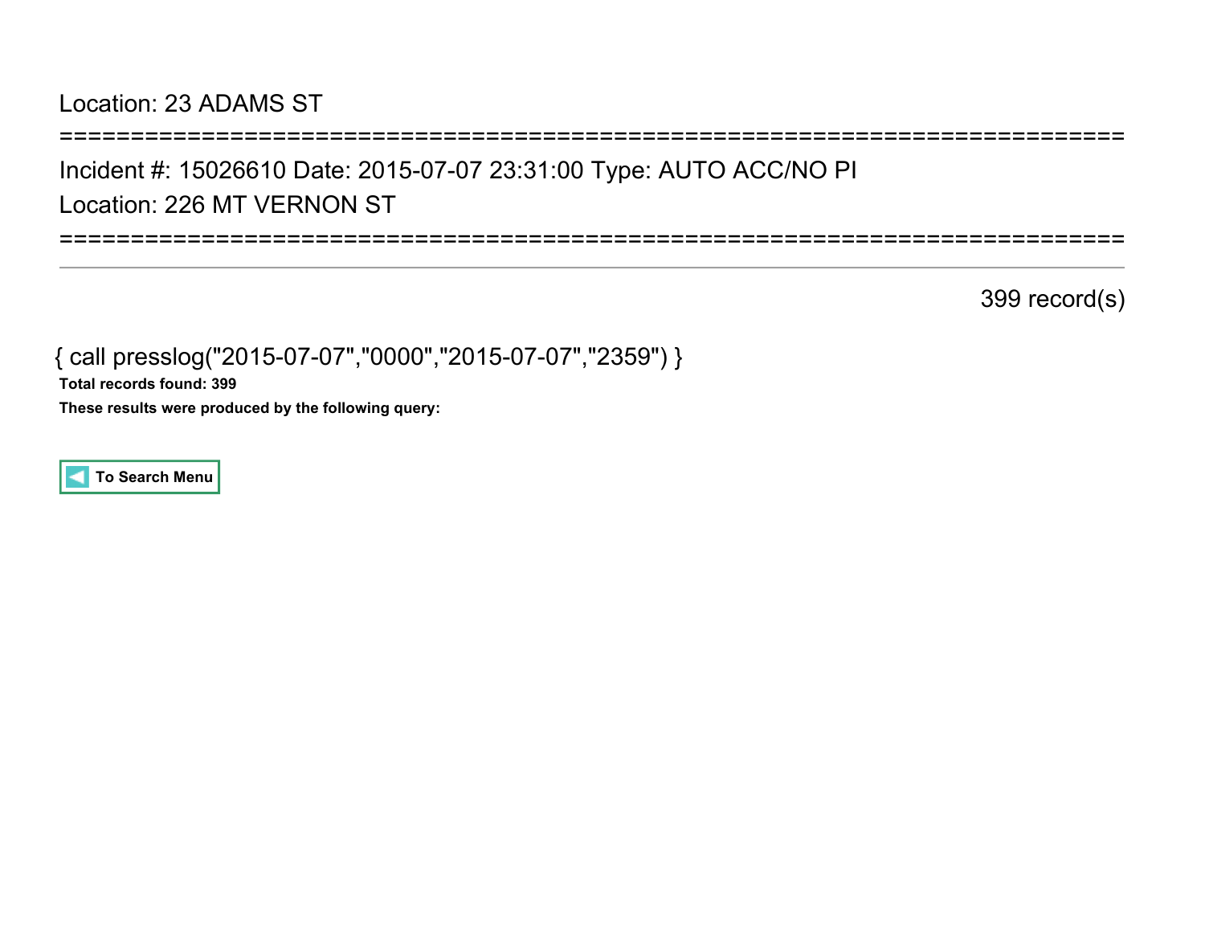Location: 23 ADAMS ST

===========================================================================

Incident #: 15026610 Date: 2015-07-07 23:31:00 Type: AUTO ACC/NO PI

Location: 226 MT VERNON ST

===========================================================================

---

399 record(s)

{ call presslog("2015-07-07","0000","2015-07-07","2359") }

**Total records found: 399**

**These results were produced by the following query:**

**To Search Menu**